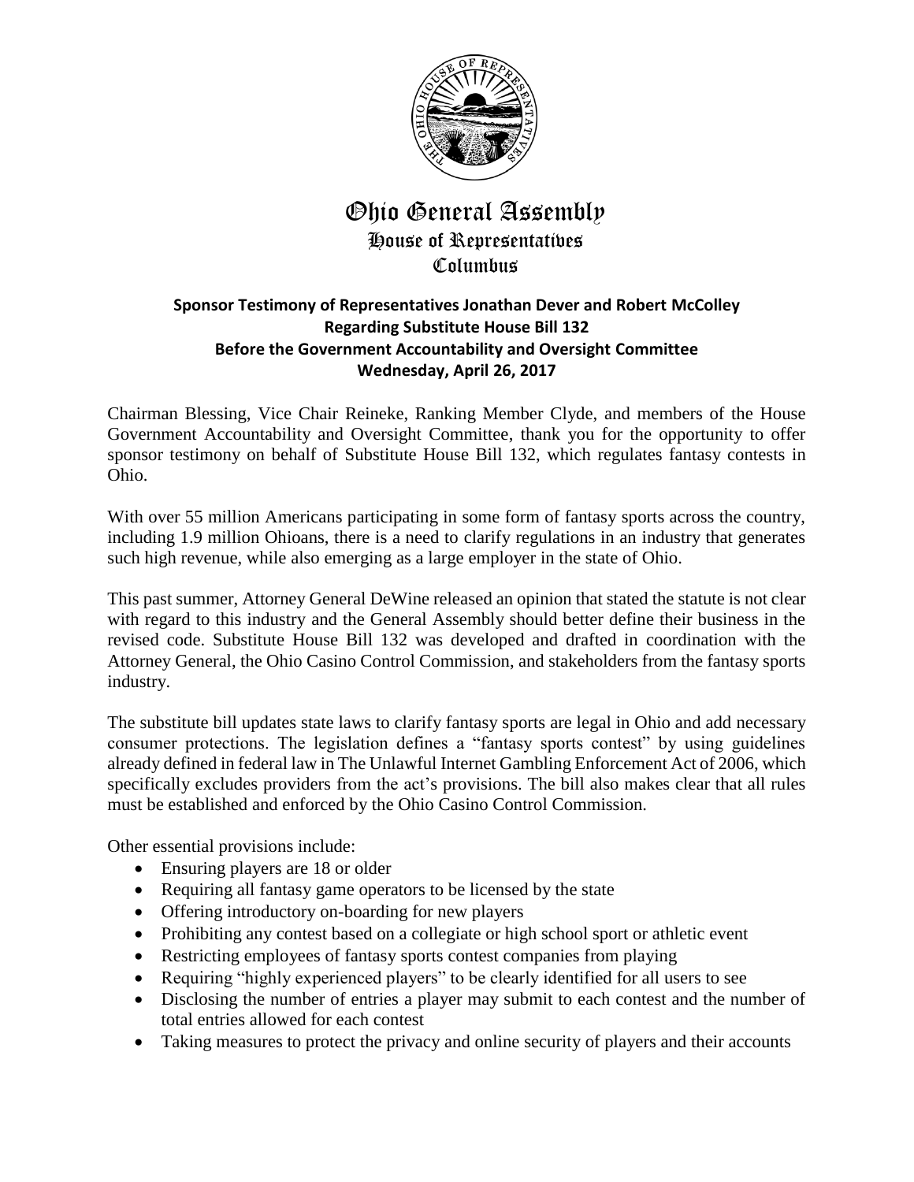# Ohio General Assembly

## House of Representatives

## Columbus

**Sponsor Testimony of Representatives Jonathan Dever and Robert McColley**
**Regarding Substitute House Bill 132**
**Before the Government Accountability and Oversight Committee**
**Wednesday, April 26, 2017**

Chairman Blessing, Vice Chair Reineke, Ranking Member Clyde, and members of the House Government Accountability and Oversight Committee, thank you for the opportunity to offer sponsor testimony on behalf of Substitute House Bill 132, which regulates fantasy contests in Ohio.

With over 55 million Americans participating in some form of fantasy sports across the country, including 1.9 million Ohioans, there is a need to clarify regulations in an industry that generates such high revenue, while also emerging as a large employer in the state of Ohio.

This past summer, Attorney General DeWine released an opinion that stated the statute is not clear with regard to this industry and the General Assembly should better define their business in the revised code. Substitute House Bill 132 was developed and drafted in coordination with the Attorney General, the Ohio Casino Control Commission, and stakeholders from the fantasy sports industry.

The substitute bill updates state laws to clarify fantasy sports are legal in Ohio and add necessary consumer protections. The legislation defines a "fantasy sports contest" by using guidelines already defined in federal law in The Unlawful Internet Gambling Enforcement Act of 2006, which specifically excludes providers from the act's provisions. The bill also makes clear that all rules must be established and enforced by the Ohio Casino Control Commission.

Other essential provisions include:

- Ensuring players are 18 or older
- Requiring all fantasy game operators to be licensed by the state
- Offering introductory on-boarding for new players
- Prohibiting any contest based on a collegiate or high school sport or athletic event
- Restricting employees of fantasy sports contest companies from playing
- Requiring "highly experienced players" to be clearly identified for all users to see
- Disclosing the number of entries a player may submit to each contest and the number of total entries allowed for each contest
- Taking measures to protect the privacy and online security of players and their accounts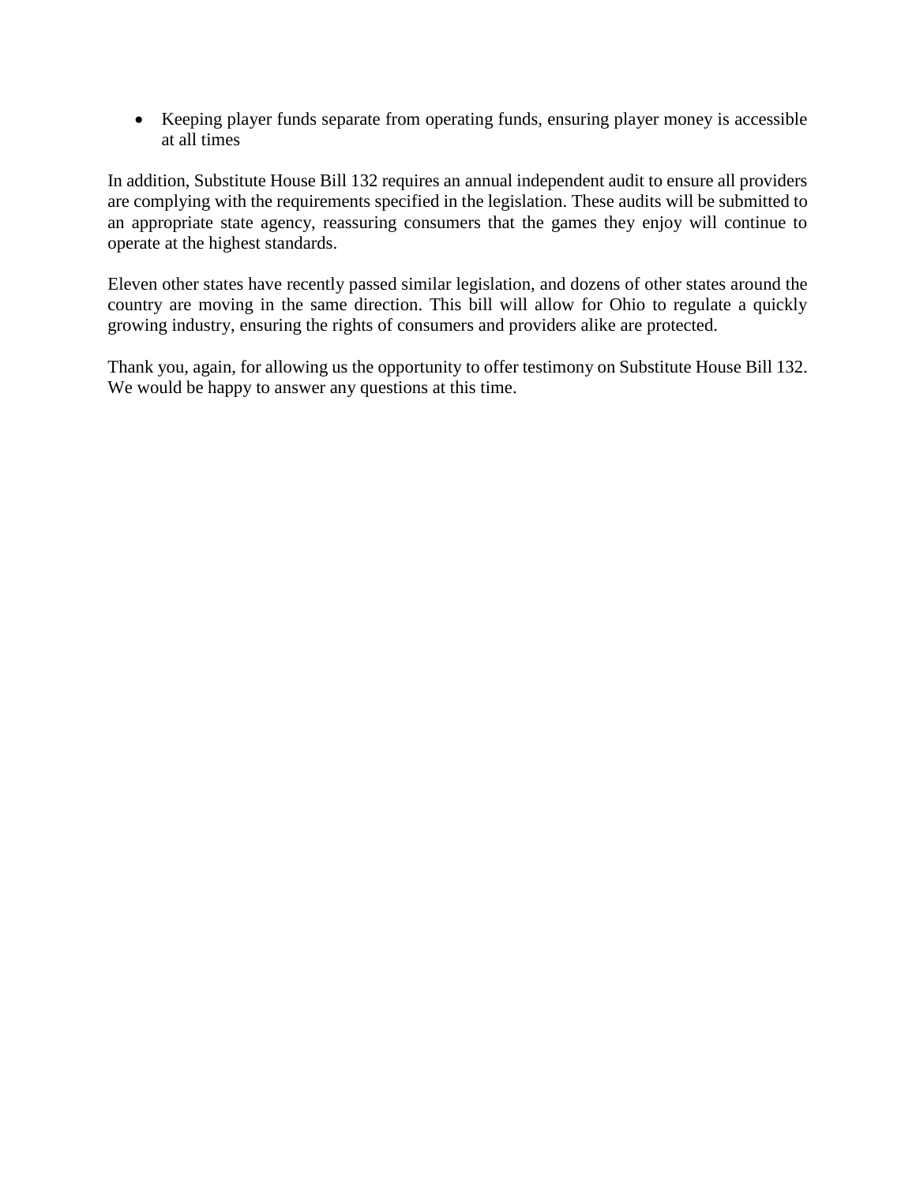- Keeping player funds separate from operating funds, ensuring player money is accessible at all times

In addition, Substitute House Bill 132 requires an annual independent audit to ensure all providers are complying with the requirements specified in the legislation. These audits will be submitted to an appropriate state agency, reassuring consumers that the games they enjoy will continue to operate at the highest standards.

Eleven other states have recently passed similar legislation, and dozens of other states around the country are moving in the same direction. This bill will allow for Ohio to regulate a quickly growing industry, ensuring the rights of consumers and providers alike are protected.

Thank you, again, for allowing us the opportunity to offer testimony on Substitute House Bill 132. We would be happy to answer any questions at this time.